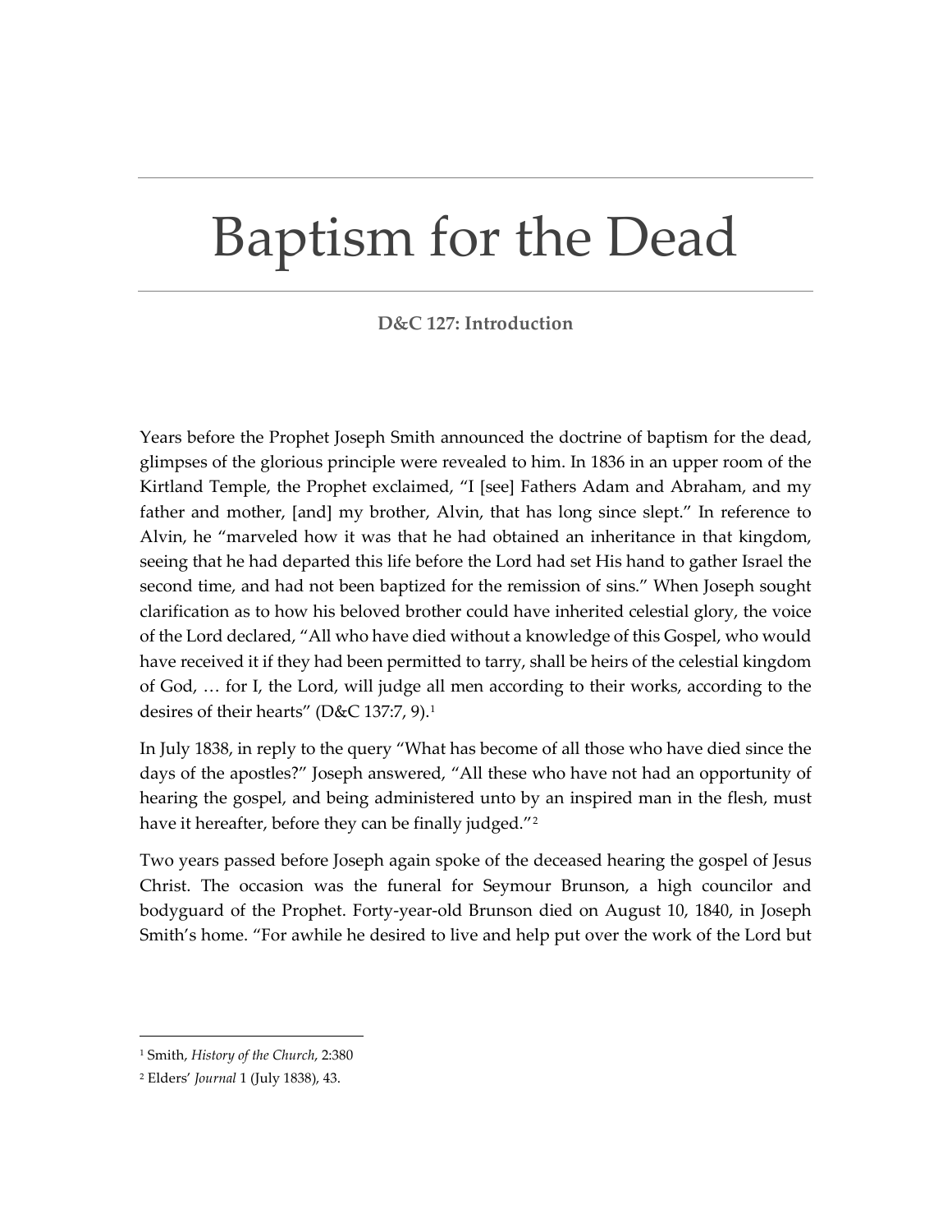# Baptism for the Dead

**D&C 127: Introduction**

Years before the Prophet Joseph Smith announced the doctrine of baptism for the dead, glimpses of the glorious principle were revealed to him. In 1836 in an upper room of the Kirtland Temple, the Prophet exclaimed, "I [see] Fathers Adam and Abraham, and my father and mother, [and] my brother, Alvin, that has long since slept." In reference to Alvin, he "marveled how it was that he had obtained an inheritance in that kingdom, seeing that he had departed this life before the Lord had set His hand to gather Israel the second time, and had not been baptized for the remission of sins." When Joseph sought clarification as to how his beloved brother could have inherited celestial glory, the voice of the Lord declared, "All who have died without a knowledge of this Gospel, who would have received it if they had been permitted to tarry, shall be heirs of the celestial kingdom of God, … for I, the Lord, will judge all men according to their works, according to the desires of their hearts" (D&C 137:7, 9).[1]

In July 1838, in reply to the query "What has become of all those who have died since the days of the apostles?" Joseph answered, "All these who have not had an opportunity of hearing the gospel, and being administered unto by an inspired man in the flesh, must have it hereafter, before they can be finally judged."[2]

Two years passed before Joseph again spoke of the deceased hearing the gospel of Jesus Christ. The occasion was the funeral for Seymour Brunson, a high councilor and bodyguard of the Prophet. Forty-year-old Brunson died on August 10, 1840, in Joseph Smith's home. "For awhile he desired to live and help put over the work of the Lord but

---

[1] Smith, *History of the Church*, 2:380

[2] Elders' *Journal* 1 (July 1838), 43.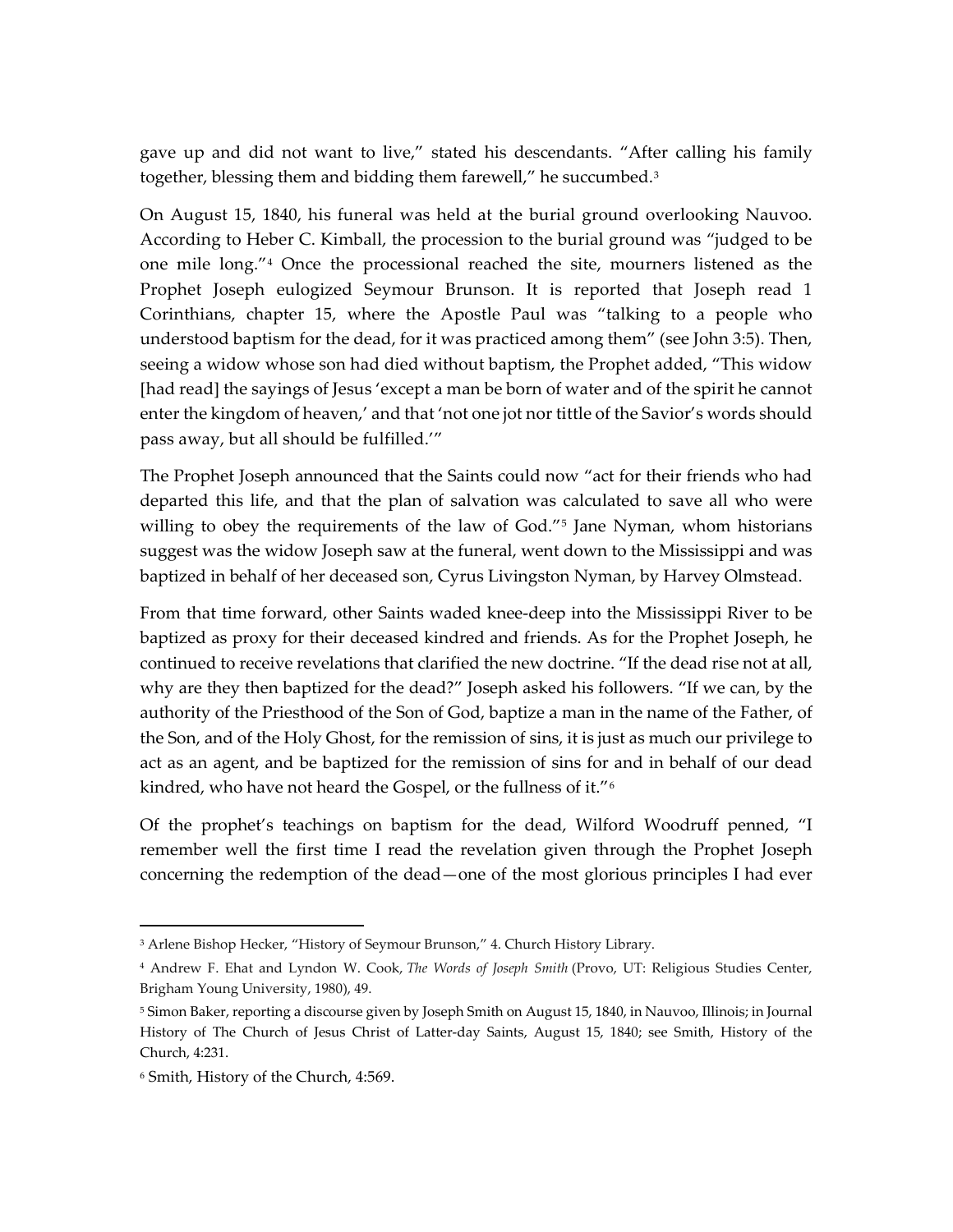gave up and did not want to live," stated his descendants. "After calling his family together, blessing them and bidding them farewell," he succumbed.[3]

On August 15, 1840, his funeral was held at the burial ground overlooking Nauvoo. According to Heber C. Kimball, the procession to the burial ground was "judged to be one mile long."[4] Once the processional reached the site, mourners listened as the Prophet Joseph eulogized Seymour Brunson. It is reported that Joseph read 1 Corinthians, chapter 15, where the Apostle Paul was "talking to a people who understood baptism for the dead, for it was practiced among them" (see John 3:5). Then, seeing a widow whose son had died without baptism, the Prophet added, "This widow [had read] the sayings of Jesus 'except a man be born of water and of the spirit he cannot enter the kingdom of heaven,' and that 'not one jot nor tittle of the Savior's words should pass away, but all should be fulfilled.'"

The Prophet Joseph announced that the Saints could now "act for their friends who had departed this life, and that the plan of salvation was calculated to save all who were willing to obey the requirements of the law of God."[5] Jane Nyman, whom historians suggest was the widow Joseph saw at the funeral, went down to the Mississippi and was baptized in behalf of her deceased son, Cyrus Livingston Nyman, by Harvey Olmstead.

From that time forward, other Saints waded knee-deep into the Mississippi River to be baptized as proxy for their deceased kindred and friends. As for the Prophet Joseph, he continued to receive revelations that clarified the new doctrine. "If the dead rise not at all, why are they then baptized for the dead?" Joseph asked his followers. "If we can, by the authority of the Priesthood of the Son of God, baptize a man in the name of the Father, of the Son, and of the Holy Ghost, for the remission of sins, it is just as much our privilege to act as an agent, and be baptized for the remission of sins for and in behalf of our dead kindred, who have not heard the Gospel, or the fullness of it."[6]

Of the prophet's teachings on baptism for the dead, Wilford Woodruff penned, "I remember well the first time I read the revelation given through the Prophet Joseph concerning the redemption of the dead—one of the most glorious principles I had ever

---

[3] Arlene Bishop Hecker, "History of Seymour Brunson," 4. Church History Library.

[4] Andrew F. Ehat and Lyndon W. Cook, *The Words of Joseph Smith* (Provo, UT: Religious Studies Center, Brigham Young University, 1980), 49.

[5] Simon Baker, reporting a discourse given by Joseph Smith on August 15, 1840, in Nauvoo, Illinois; in Journal History of The Church of Jesus Christ of Latter-day Saints, August 15, 1840; see Smith, History of the Church, 4:231.

[6] Smith, History of the Church, 4:569.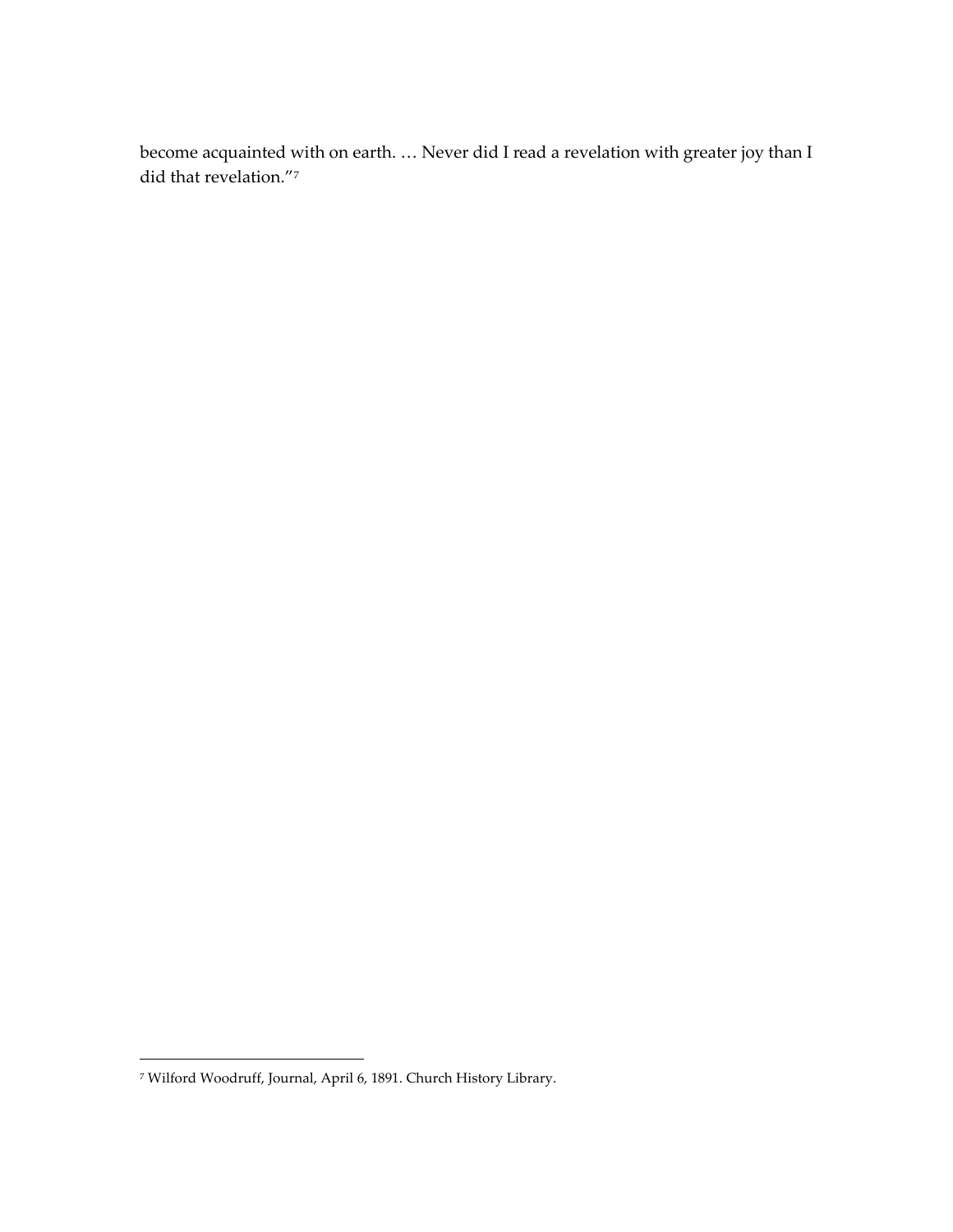become acquainted with on earth. … Never did I read a revelation with greater joy than I did that revelation."[7]

---

[7] Wilford Woodruff, Journal, April 6, 1891. Church History Library.